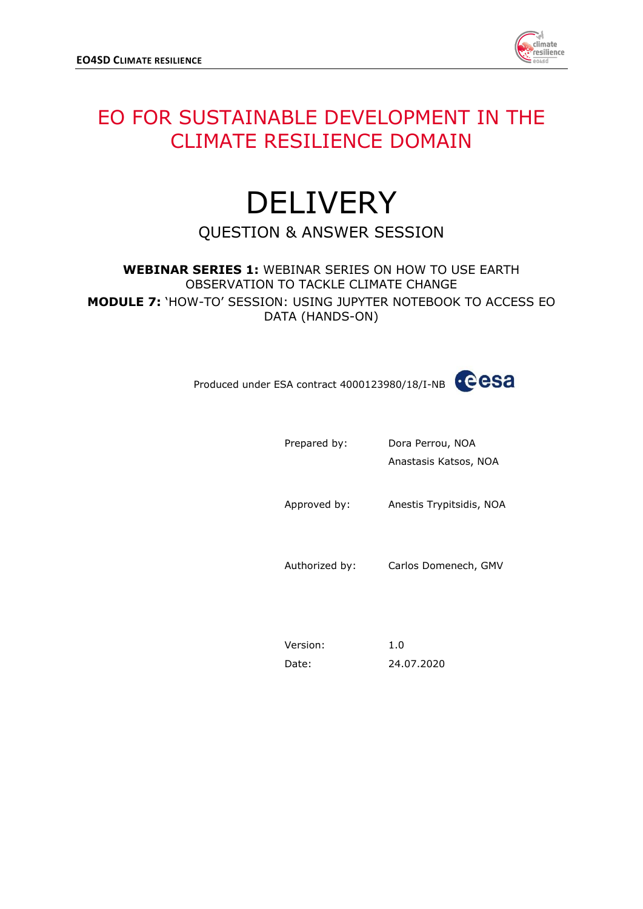# EO FOR SUSTAINABLE DEVELOPMENT IN THE CLIMATE RESILIENCE DOMAIN

# DELIVERY

## QUESTION & ANSWER SESSION

**WEBINAR SERIES 1:** WEBINAR SERIES ON HOW TO USE EARTH OBSERVATION TO TACKLE CLIMATE CHANGE

**MODULE 7:** 'HOW-TO' SESSION: USING JUPYTER NOTEBOOK TO ACCESS EO DATA (HANDS-ON)

Produced under ESA contract 4000123980/18/I-NB

| | |
|---|---|
| Prepared by: | Dora Perrou, NOA |
| | Anastasis Katsos, NOA |
| Approved by: | Anestis Trypitsidis, NOA |
| Authorized by: | Carlos Domenech, GMV |
| Version: | 1.0 |
| Date: | 24.07.2020 |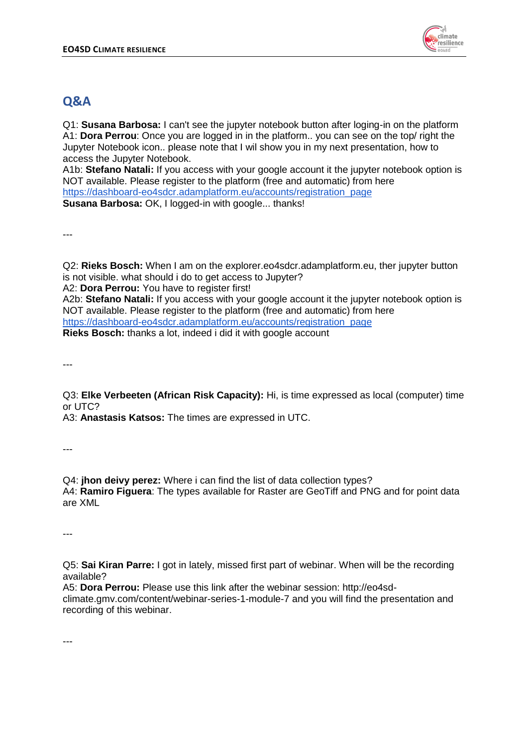## Q&A

Q1: **Susana Barbosa:** I can't see the jupyter notebook button after loging-in on the platform
A1: **Dora Perrou**: Once you are logged in in the platform.. you can see on the top/ right the Jupyter Notebook icon.. please note that I wil show you in my next presentation, how to access the Jupyter Notebook.
A1b: **Stefano Natali:** If you access with your google account it the jupyter notebook option is NOT available. Please register to the platform (free and automatic) from here [https://dashboard-eo4sdcr.adamplatform.eu/accounts/registration_page](https://dashboard-eo4sdcr.adamplatform.eu/accounts/registration_page)
**Susana Barbosa:** OK, I logged-in with google... thanks!

---

Q2: **Rieks Bosch:** When I am on the explorer.eo4sdcr.adamplatform.eu, ther jupyter button is not visible. what should i do to get access to Jupyter?
A2: **Dora Perrou:** You have to register first!
A2b: **Stefano Natali:** If you access with your google account it the jupyter notebook option is NOT available. Please register to the platform (free and automatic) from here [https://dashboard-eo4sdcr.adamplatform.eu/accounts/registration_page](https://dashboard-eo4sdcr.adamplatform.eu/accounts/registration_page)
**Rieks Bosch:** thanks a lot, indeed i did it with google account

---

Q3: **Elke Verbeeten (African Risk Capacity):** Hi, is time expressed as local (computer) time or UTC?
A3: **Anastasis Katsos:** The times are expressed in UTC.

---

Q4: **jhon deivy perez:** Where i can find the list of data collection types?
A4: **Ramiro Figuera**: The types available for Raster are GeoTiff and PNG and for point data are XML

---

Q5: **Sai Kiran Parre:** I got in lately, missed first part of webinar. When will be the recording available?
A5: **Dora Perrou:** Please use this link after the webinar session: http://eo4sd-climate.gmv.com/content/webinar-series-1-module-7 and you will find the presentation and recording of this webinar.

---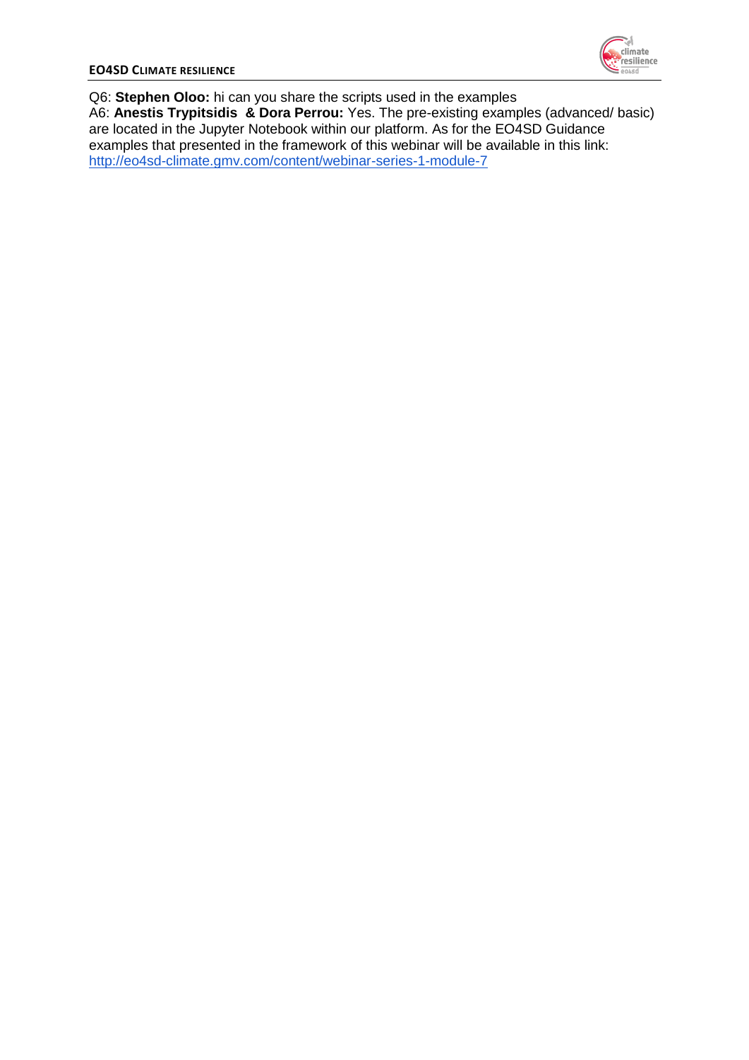Q6: **Stephen Oloo:** hi can you share the scripts used in the examples

A6: **Anestis Trypitsidis & Dora Perrou:** Yes. The pre-existing examples (advanced/ basic) are located in the Jupyter Notebook within our platform. As for the EO4SD Guidance examples that presented in the framework of this webinar will be available in this link: [http://eo4sd-climate.gmv.com/content/webinar-series-1-module-7](http://eo4sd-climate.gmv.com/content/webinar-series-1-module-7)